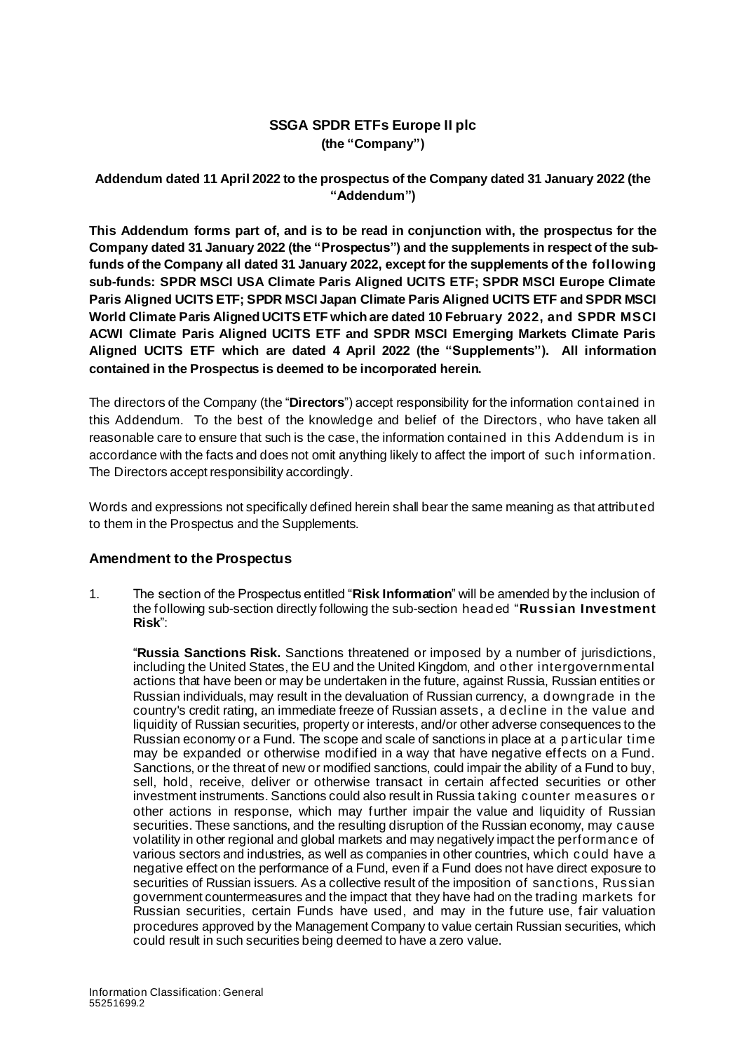# SSGA SPDR ETFs Europe II plc
**(the "Company")**

**Addendum dated 11 April 2022 to the prospectus of the Company dated 31 January 2022 (the "Addendum")**

**This Addendum forms part of, and is to be read in conjunction with, the prospectus for the Company dated 31 January 2022 (the "Prospectus") and the supplements in respect of the sub-funds of the Company all dated 31 January 2022, except for the supplements of the following sub-funds: SPDR MSCI USA Climate Paris Aligned UCITS ETF; SPDR MSCI Europe Climate Paris Aligned UCITS ETF; SPDR MSCI Japan Climate Paris Aligned UCITS ETF and SPDR MSCI World Climate Paris Aligned UCITS ETF which are dated 10 February 2022, and SPDR MSCI ACWI Climate Paris Aligned UCITS ETF and SPDR MSCI Emerging Markets Climate Paris Aligned UCITS ETF which are dated 4 April 2022 (the "Supplements"). All information contained in the Prospectus is deemed to be incorporated herein.**

The directors of the Company (the "**Directors**") accept responsibility for the information contained in this Addendum. To the best of the knowledge and belief of the Directors, who have taken all reasonable care to ensure that such is the case, the information contained in this Addendum is in accordance with the facts and does not omit anything likely to affect the import of such information. The Directors accept responsibility accordingly.

Words and expressions not specifically defined herein shall bear the same meaning as that attributed to them in the Prospectus and the Supplements.

## Amendment to the Prospectus

1. The section of the Prospectus entitled "**Risk Information**" will be amended by the inclusion of the following sub-section directly following the sub-section headed "**Russian Investment Risk**":

   "**Russia Sanctions Risk.** Sanctions threatened or imposed by a number of jurisdictions, including the United States, the EU and the United Kingdom, and other intergovernmental actions that have been or may be undertaken in the future, against Russia, Russian entities or Russian individuals, may result in the devaluation of Russian currency, a downgrade in the country's credit rating, an immediate freeze of Russian assets, a decline in the value and liquidity of Russian securities, property or interests, and/or other adverse consequences to the Russian economy or a Fund. The scope and scale of sanctions in place at a particular time may be expanded or otherwise modified in a way that have negative effects on a Fund. Sanctions, or the threat of new or modified sanctions, could impair the ability of a Fund to buy, sell, hold, receive, deliver or otherwise transact in certain affected securities or other investment instruments. Sanctions could also result in Russia taking counter measures or other actions in response, which may further impair the value and liquidity of Russian securities. These sanctions, and the resulting disruption of the Russian economy, may cause volatility in other regional and global markets and may negatively impact the performance of various sectors and industries, as well as companies in other countries, which could have a negative effect on the performance of a Fund, even if a Fund does not have direct exposure to securities of Russian issuers. As a collective result of the imposition of sanctions, Russian government countermeasures and the impact that they have had on the trading markets for Russian securities, certain Funds have used, and may in the future use, fair valuation procedures approved by the Management Company to value certain Russian securities, which could result in such securities being deemed to have a zero value.

Information Classification: General
55251699.2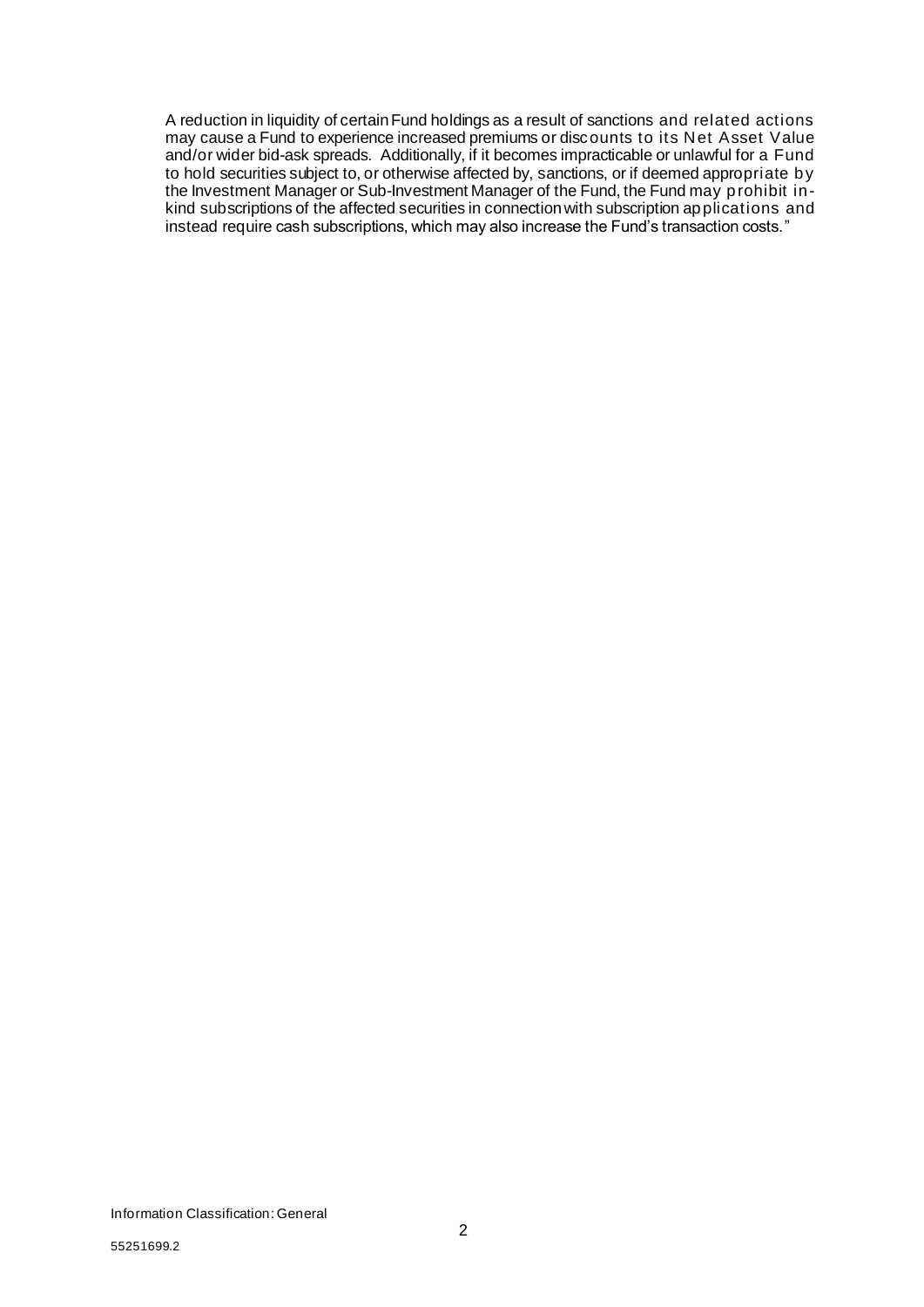A reduction in liquidity of certain Fund holdings as a result of sanctions and related actions may cause a Fund to experience increased premiums or discounts to its Net Asset Value and/or wider bid-ask spreads. Additionally, if it becomes impracticable or unlawful for a Fund to hold securities subject to, or otherwise affected by, sanctions, or if deemed appropriate by the Investment Manager or Sub-Investment Manager of the Fund, the Fund may prohibit in-kind subscriptions of the affected securities in connection with subscription applications and instead require cash subscriptions, which may also increase the Fund's transaction costs."